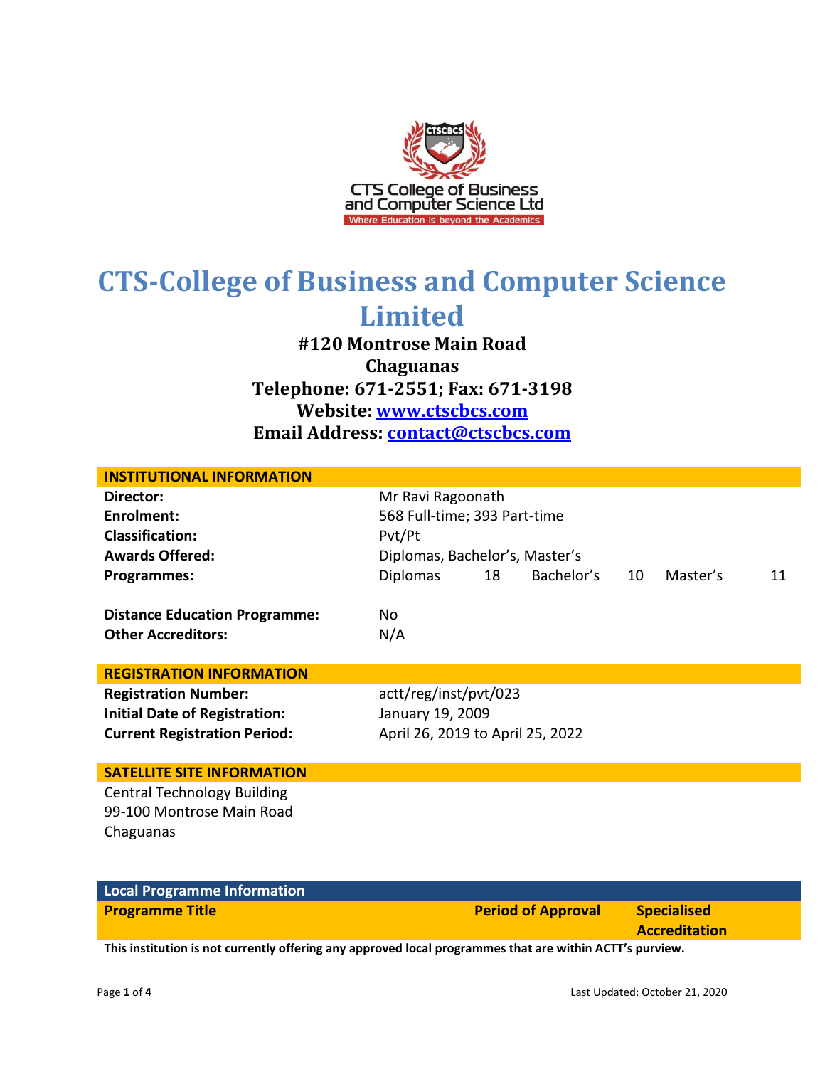# CTS-College of Business and Computer Science Limited

**#120 Montrose Main Road**
**Chaguanas**
**Telephone: 671-2551; Fax: 671-3198**
**Website: www.ctscbcs.com**
**Email Address: contact@ctscbcs.com**

## INSTITUTIONAL INFORMATION

| | |
|---|---|
| **Director:** | Mr Ravi Ragoonath |
| **Enrolment:** | 568 Full-time; 393 Part-time |
| **Classification:** | Pvt/Pt |
| **Awards Offered:** | Diplomas, Bachelor's, Master's |
| **Programmes:** | Diplomas 18 Bachelor's 10 Master's 11 |
| **Distance Education Programme:** | No |
| **Other Accreditors:** | N/A |

## REGISTRATION INFORMATION

| | |
|---|---|
| **Registration Number:** | actt/reg/inst/pvt/023 |
| **Initial Date of Registration:** | January 19, 2009 |
| **Current Registration Period:** | April 26, 2019 to April 25, 2022 |

## SATELLITE SITE INFORMATION

Central Technology Building
99-100 Montrose Main Road
Chaguanas

## Local Programme Information

| Programme Title | Period of Approval | Specialised Accreditation |
|---|---|---|

**This institution is not currently offering any approved local programmes that are within ACTT's purview.**

Last Updated: October 21, 2020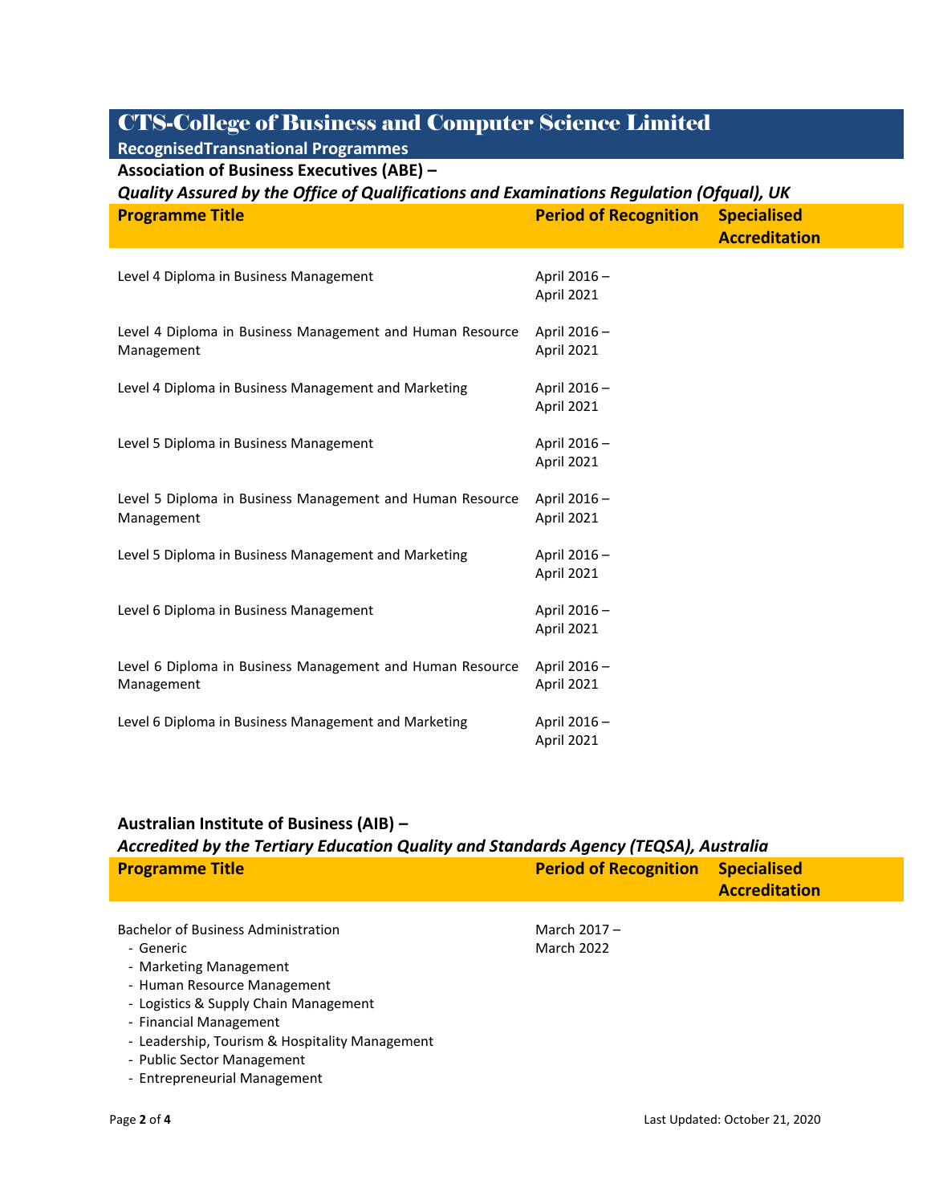# CTS-College of Business and Computer Science Limited

## RecognisedTransnational Programmes

### Association of Business Executives (ABE) –

***Quality Assured by the Office of Qualifications and Examinations Regulation (Ofqual), UK***

| Programme Title | Period of Recognition | Specialised Accreditation |
|---|---|---|
| Level 4 Diploma in Business Management | April 2016 – April 2021 | |
| Level 4 Diploma in Business Management and Human Resource Management | April 2016 – April 2021 | |
| Level 4 Diploma in Business Management and Marketing | April 2016 – April 2021 | |
| Level 5 Diploma in Business Management | April 2016 – April 2021 | |
| Level 5 Diploma in Business Management and Human Resource Management | April 2016 – April 2021 | |
| Level 5 Diploma in Business Management and Marketing | April 2016 – April 2021 | |
| Level 6 Diploma in Business Management | April 2016 – April 2021 | |
| Level 6 Diploma in Business Management and Human Resource Management | April 2016 – April 2021 | |
| Level 6 Diploma in Business Management and Marketing | April 2016 – April 2021 | |

### Australian Institute of Business (AIB) –

***Accredited by the Tertiary Education Quality and Standards Agency (TEQSA), Australia***

| Programme Title | Period of Recognition | Specialised Accreditation |
|---|---|---|
| Bachelor of Business Administration<br>- Generic<br>- Marketing Management<br>- Human Resource Management<br>- Logistics & Supply Chain Management<br>- Financial Management<br>- Leadership, Tourism & Hospitality Management<br>- Public Sector Management<br>- Entrepreneurial Management | March 2017 – March 2022 | |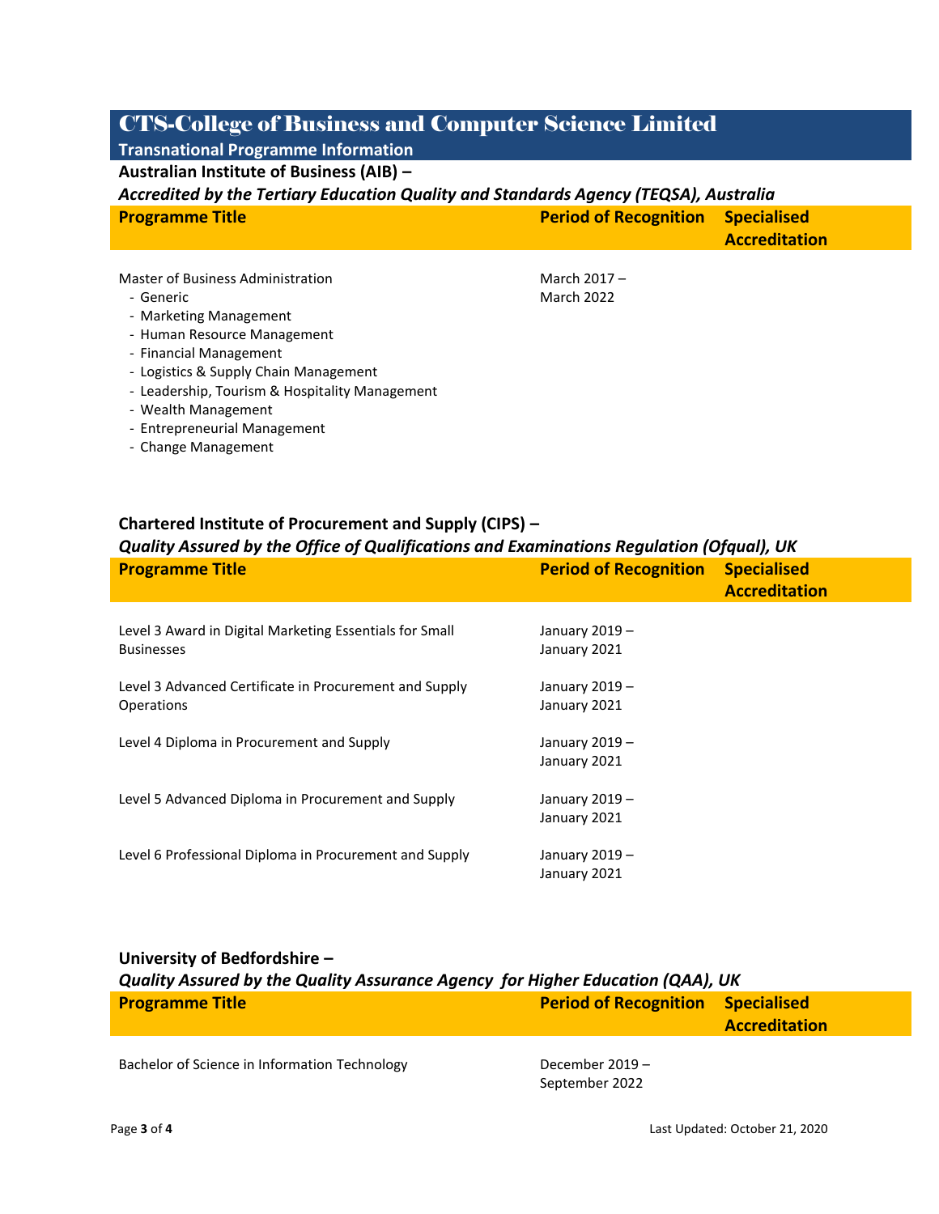# CTS-College of Business and Computer Science Limited

## Transnational Programme Information

### Australian Institute of Business (AIB) –

***Accredited by the Tertiary Education Quality and Standards Agency (TEQSA), Australia***

| Programme Title | Period of Recognition | Specialised Accreditation |
| --- | --- | --- |
| Master of Business Administration<br>- Generic<br>- Marketing Management<br>- Human Resource Management<br>- Financial Management<br>- Logistics & Supply Chain Management<br>- Leadership, Tourism & Hospitality Management<br>- Wealth Management<br>- Entrepreneurial Management<br>- Change Management | March 2017 – March 2022 | |

### Chartered Institute of Procurement and Supply (CIPS) –

***Quality Assured by the Office of Qualifications and Examinations Regulation (Ofqual), UK***

| Programme Title | Period of Recognition | Specialised Accreditation |
| --- | --- | --- |
| Level 3 Award in Digital Marketing Essentials for Small Businesses | January 2019 – January 2021 | |
| Level 3 Advanced Certificate in Procurement and Supply Operations | January 2019 – January 2021 | |
| Level 4 Diploma in Procurement and Supply | January 2019 – January 2021 | |
| Level 5 Advanced Diploma in Procurement and Supply | January 2019 – January 2021 | |
| Level 6 Professional Diploma in Procurement and Supply | January 2019 – January 2021 | |

### University of Bedfordshire –

***Quality Assured by the Quality Assurance Agency for Higher Education (QAA), UK***

| Programme Title | Period of Recognition | Specialised Accreditation |
| --- | --- | --- |
| Bachelor of Science in Information Technology | December 2019 – September 2022 | |

Last Updated: October 21, 2020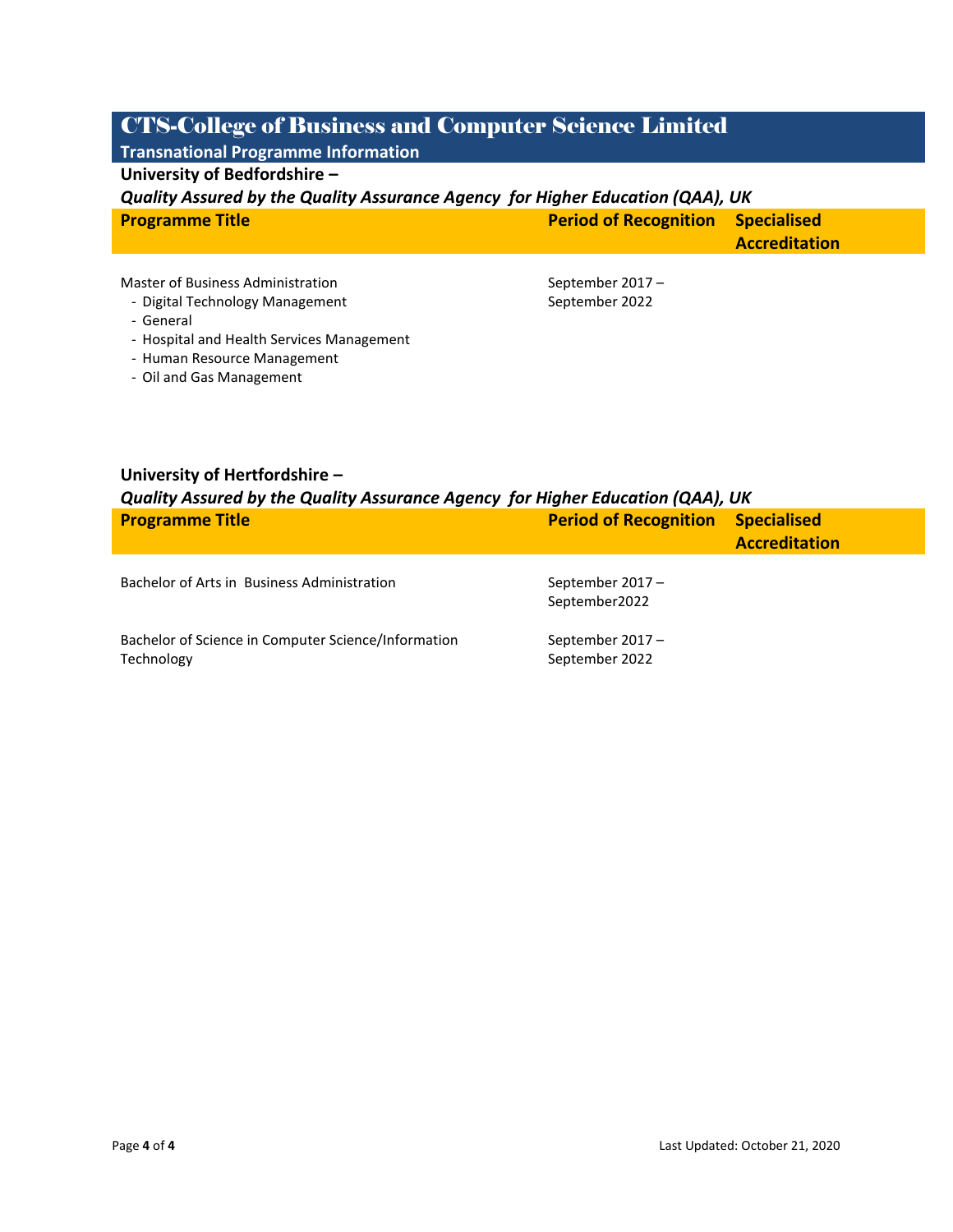# CTS-College of Business and Computer Science Limited

## Transnational Programme Information

### University of Bedfordshire –

***Quality Assured by the Quality Assurance Agency for Higher Education (QAA), UK***

| Programme Title | Period of Recognition | Specialised Accreditation |
|---|---|---|
| Master of Business Administration<br>- Digital Technology Management<br>- General<br>- Hospital and Health Services Management<br>- Human Resource Management<br>- Oil and Gas Management | September 2017 – September 2022 | |

### University of Hertfordshire –

***Quality Assured by the Quality Assurance Agency for Higher Education (QAA), UK***

| Programme Title | Period of Recognition | Specialised Accreditation |
|---|---|---|
| Bachelor of Arts in Business Administration | September 2017 – September2022 | |
| Bachelor of Science in Computer Science/Information Technology | September 2017 – September 2022 | |

Last Updated: October 21, 2020